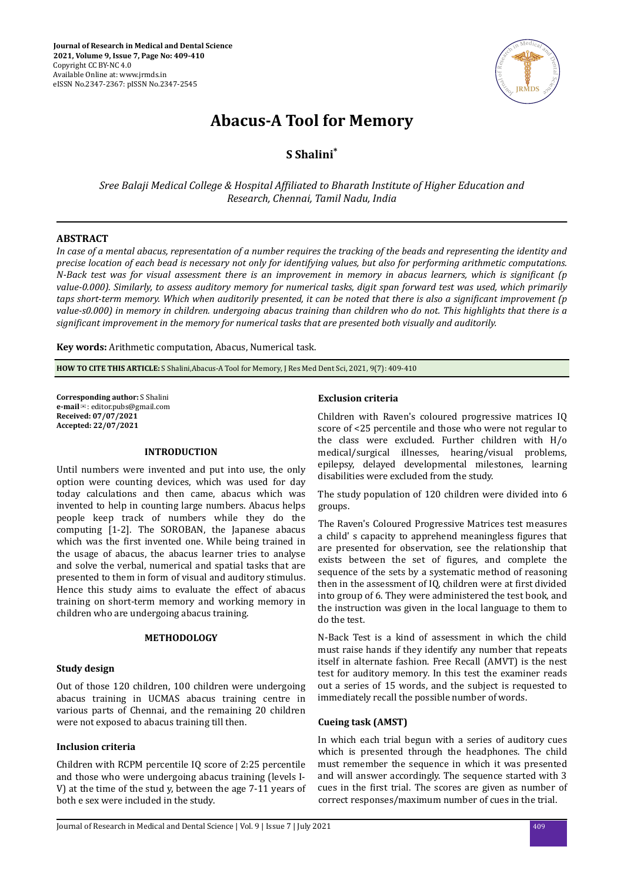# Abacus-A Tool for Memory

**S Shalini***

*Sree Balaji Medical College & Hospital Affiliated to Bharath Institute of Higher Education and Research, Chennai, Tamil Nadu, India*

## ABSTRACT

*In case of a mental abacus, representation of a number requires the tracking of the beads and representing the identity and precise location of each bead is necessary not only for identifying values, but also for performing arithmetic computations. N-Back test was for visual assessment there is an improvement in memory in abacus learners, which is significant (p value-0.000). Similarly, to assess auditory memory for numerical tasks, digit span forward test was used, which primarily taps short-term memory. Which when auditorily presented, it can be noted that there is also a significant improvement (p value-s0.000) in memory in children. undergoing abacus training than children who do not. This highlights that there is a significant improvement in the memory for numerical tasks that are presented both visually and auditorily.*

**Key words:** Arithmetic computation, Abacus, Numerical task.

**HOW TO CITE THIS ARTICLE:** S Shalini,Abacus-A Tool for Memory, J Res Med Dent Sci, 2021, 9(7): 409-410

**Corresponding author:** S Shalini
**e-mail**✉: editor.pubs@gmail.com
**Received: 07/07/2021**
**Accepted: 22/07/2021**

## INTRODUCTION

Until numbers were invented and put into use, the only option were counting devices, which was used for day today calculations and then came, abacus which was invented to help in counting large numbers. Abacus helps people keep track of numbers while they do the computing [1-2]. The SOROBAN, the Japanese abacus which was the first invented one. While being trained in the usage of abacus, the abacus learner tries to analyse and solve the verbal, numerical and spatial tasks that are presented to them in form of visual and auditory stimulus. Hence this study aims to evaluate the effect of abacus training on short-term memory and working memory in children who are undergoing abacus training.

## METHODOLOGY

### Study design

Out of those 120 children, 100 children were undergoing abacus training in UCMAS abacus training centre in various parts of Chennai, and the remaining 20 children were not exposed to abacus training till then.

### Inclusion criteria

Children with RCPM percentile IQ score of 2:25 percentile and those who were undergoing abacus training (levels I-V) at the time of the stud y, between the age 7-11 years of both e sex were included in the study.

### Exclusion criteria

Children with Raven's coloured progressive matrices IQ score of <25 percentile and those who were not regular to the class were excluded. Further children with H/o medical/surgical illnesses, hearing/visual problems, epilepsy, delayed developmental milestones, learning disabilities were excluded from the study.

The study population of 120 children were divided into 6 groups.

The Raven's Coloured Progressive Matrices test measures a child' s capacity to apprehend meaningless figures that are presented for observation, see the relationship that exists between the set of figures, and complete the sequence of the sets by a systematic method of reasoning then in the assessment of IQ, children were at first divided into group of 6. They were administered the test book, and the instruction was given in the local language to them to do the test.

N-Back Test is a kind of assessment in which the child must raise hands if they identify any number that repeats itself in alternate fashion. Free Recall (AMVT) is the nest test for auditory memory. In this test the examiner reads out a series of 15 words, and the subject is requested to immediately recall the possible number of words.

### Cueing task (AMST)

In which each trial begun with a series of auditory cues which is presented through the headphones. The child must remember the sequence in which it was presented and will answer accordingly. The sequence started with 3 cues in the first trial. The scores are given as number of correct responses/maximum number of cues in the trial.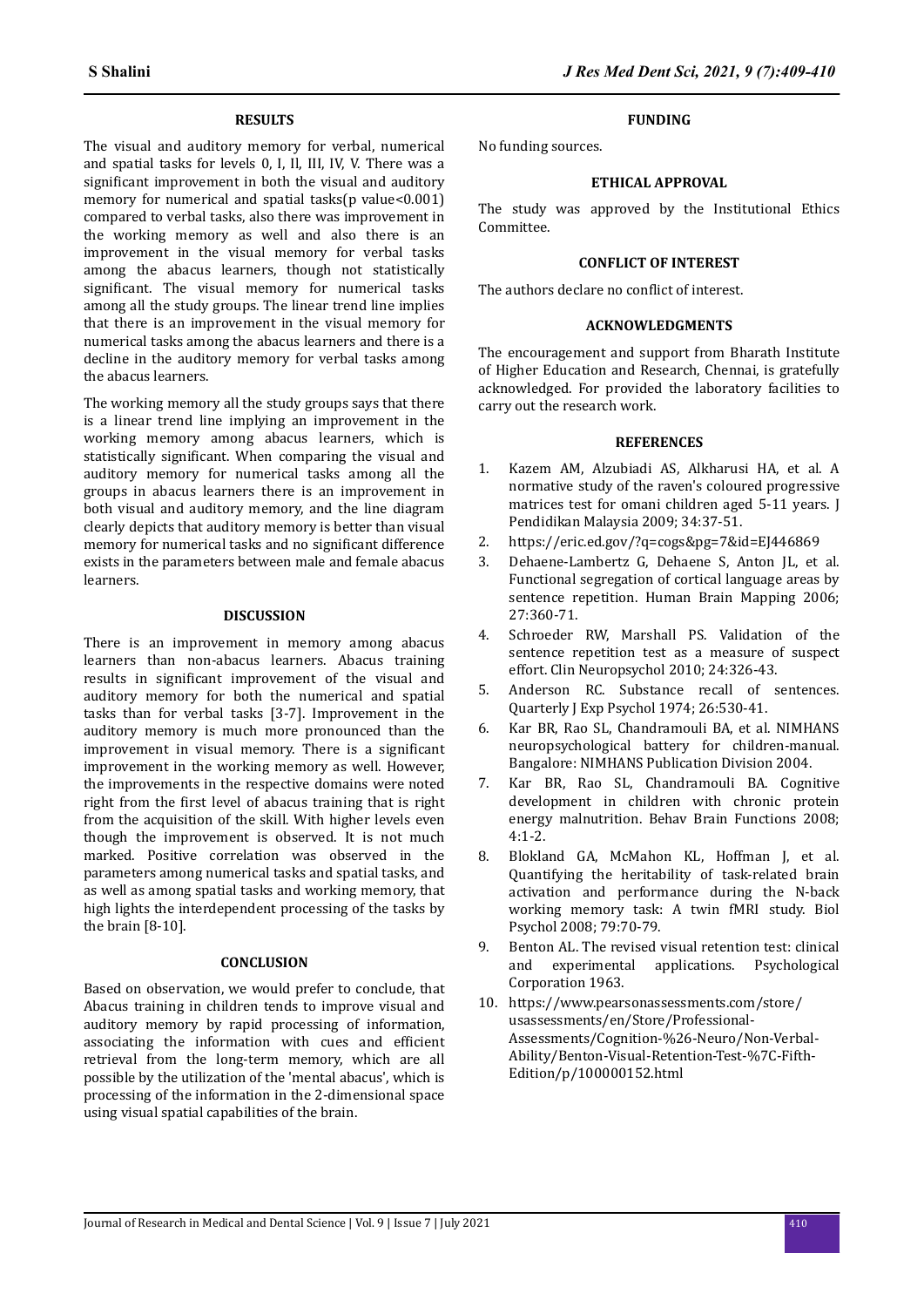## RESULTS

The visual and auditory memory for verbal, numerical and spatial tasks for levels 0, I, Il, III, IV, V. There was a significant improvement in both the visual and auditory memory for numerical and spatial tasks(p value<0.001) compared to verbal tasks, also there was improvement in the working memory as well and also there is an improvement in the visual memory for verbal tasks among the abacus learners, though not statistically significant. The visual memory for numerical tasks among all the study groups. The linear trend line implies that there is an improvement in the visual memory for numerical tasks among the abacus learners and there is a decline in the auditory memory for verbal tasks among the abacus learners.

The working memory all the study groups says that there is a linear trend line implying an improvement in the working memory among abacus learners, which is statistically significant. When comparing the visual and auditory memory for numerical tasks among all the groups in abacus learners there is an improvement in both visual and auditory memory, and the line diagram clearly depicts that auditory memory is better than visual memory for numerical tasks and no significant difference exists in the parameters between male and female abacus learners.

## DISCUSSION

There is an improvement in memory among abacus learners than non-abacus learners. Abacus training results in significant improvement of the visual and auditory memory for both the numerical and spatial tasks than for verbal tasks [3-7]. Improvement in the auditory memory is much more pronounced than the improvement in visual memory. There is a significant improvement in the working memory as well. However, the improvements in the respective domains were noted right from the first level of abacus training that is right from the acquisition of the skill. With higher levels even though the improvement is observed. It is not much marked. Positive correlation was observed in the parameters among numerical tasks and spatial tasks, and as well as among spatial tasks and working memory, that high lights the interdependent processing of the tasks by the brain [8-10].

## CONCLUSION

Based on observation, we would prefer to conclude, that Abacus training in children tends to improve visual and auditory memory by rapid processing of information, associating the information with cues and efficient retrieval from the long-term memory, which are all possible by the utilization of the 'mental abacus', which is processing of the information in the 2-dimensional space using visual spatial capabilities of the brain.

## FUNDING

No funding sources.

## ETHICAL APPROVAL

The study was approved by the Institutional Ethics Committee.

## CONFLICT OF INTEREST

The authors declare no conflict of interest.

## ACKNOWLEDGMENTS

The encouragement and support from Bharath Institute of Higher Education and Research, Chennai, is gratefully acknowledged. For provided the laboratory facilities to carry out the research work.

## REFERENCES

1. Kazem AM, Alzubiadi AS, Alkharusi HA, et al. A normative study of the raven's coloured progressive matrices test for omani children aged 5-11 years. J Pendidikan Malaysia 2009; 34:37-51.
2. https://eric.ed.gov/?q=cogs&pg=7&id=EJ446869
3. Dehaene-Lambertz G, Dehaene S, Anton JL, et al. Functional segregation of cortical language areas by sentence repetition. Human Brain Mapping 2006; 27:360-71.
4. Schroeder RW, Marshall PS. Validation of the sentence repetition test as a measure of suspect effort. Clin Neuropsychol 2010; 24:326-43.
5. Anderson RC. Substance recall of sentences. Quarterly J Exp Psychol 1974; 26:530-41.
6. Kar BR, Rao SL, Chandramouli BA, et al. NIMHANS neuropsychological battery for children-manual. Bangalore: NIMHANS Publication Division 2004.
7. Kar BR, Rao SL, Chandramouli BA. Cognitive development in children with chronic protein energy malnutrition. Behav Brain Functions 2008; 4:1-2.
8. Blokland GA, McMahon KL, Hoffman J, et al. Quantifying the heritability of task-related brain activation and performance during the N-back working memory task: A twin fMRI study. Biol Psychol 2008; 79:70-79.
9. Benton AL. The revised visual retention test: clinical and experimental applications. Psychological Corporation 1963.
10. https://www.pearsonassessments.com/store/usassessments/en/Store/Professional-Assessments/Cognition-%26-Neuro/Non-Verbal-Ability/Benton-Visual-Retention-Test-%7C-Fifth-Edition/p/100000152.html